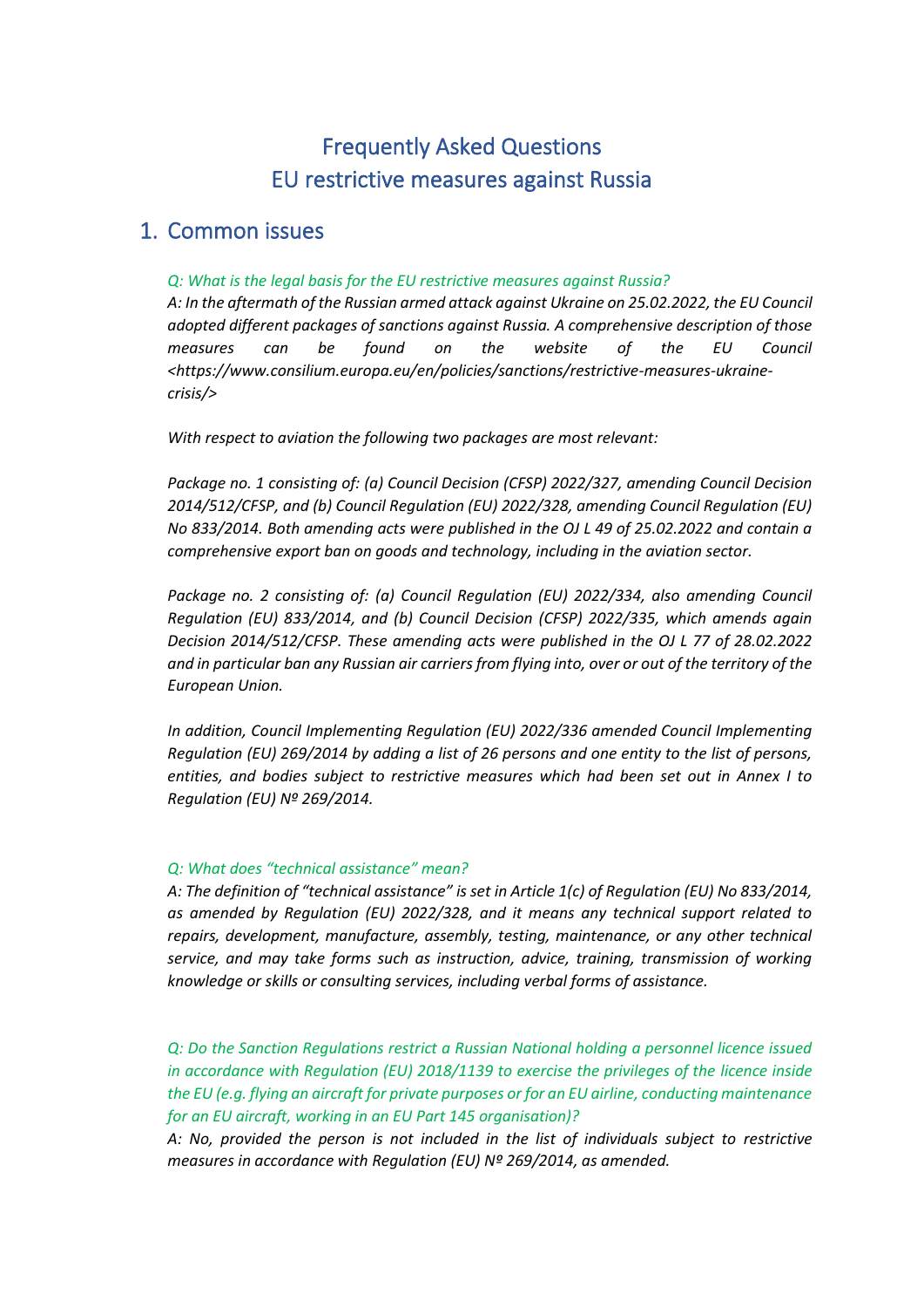# Frequently Asked Questions
# EU restrictive measures against Russia

## 1. Common issues

*Q: What is the legal basis for the EU restrictive measures against Russia?*

*A: In the aftermath of the Russian armed attack against Ukraine on 25.02.2022, the EU Council adopted different packages of sanctions against Russia. A comprehensive description of those measures can be found on the website of the EU Council <https://www.consilium.europa.eu/en/policies/sanctions/restrictive-measures-ukraine-crisis/>*

*With respect to aviation the following two packages are most relevant:*

*Package no. 1 consisting of: (a) Council Decision (CFSP) 2022/327, amending Council Decision 2014/512/CFSP, and (b) Council Regulation (EU) 2022/328, amending Council Regulation (EU) No 833/2014. Both amending acts were published in the OJ L 49 of 25.02.2022 and contain a comprehensive export ban on goods and technology, including in the aviation sector.*

*Package no. 2 consisting of: (a) Council Regulation (EU) 2022/334, also amending Council Regulation (EU) 833/2014, and (b) Council Decision (CFSP) 2022/335, which amends again Decision 2014/512/CFSP. These amending acts were published in the OJ L 77 of 28.02.2022 and in particular ban any Russian air carriers from flying into, over or out of the territory of the European Union.*

*In addition, Council Implementing Regulation (EU) 2022/336 amended Council Implementing Regulation (EU) 269/2014 by adding a list of 26 persons and one entity to the list of persons, entities, and bodies subject to restrictive measures which had been set out in Annex I to Regulation (EU) № 269/2014.*

*Q: What does "technical assistance" mean?*

*A: The definition of "technical assistance" is set in Article 1(c) of Regulation (EU) No 833/2014, as amended by Regulation (EU) 2022/328, and it means any technical support related to repairs, development, manufacture, assembly, testing, maintenance, or any other technical service, and may take forms such as instruction, advice, training, transmission of working knowledge or skills or consulting services, including verbal forms of assistance.*

*Q: Do the Sanction Regulations restrict a Russian National holding a personnel licence issued in accordance with Regulation (EU) 2018/1139 to exercise the privileges of the licence inside the EU (e.g. flying an aircraft for private purposes or for an EU airline, conducting maintenance for an EU aircraft, working in an EU Part 145 organisation)?*

*A: No, provided the person is not included in the list of individuals subject to restrictive measures in accordance with Regulation (EU) № 269/2014, as amended.*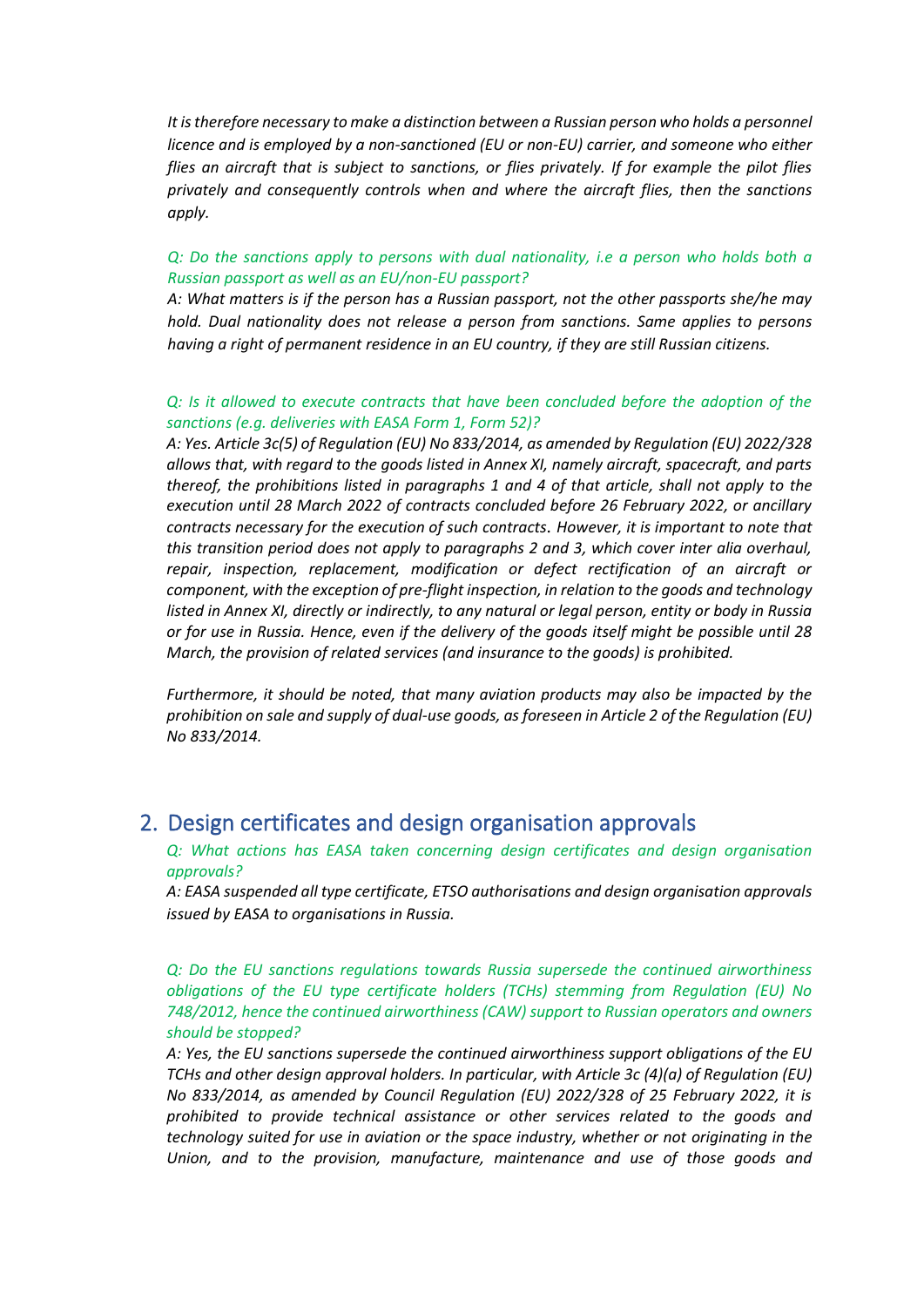*It is therefore necessary to make a distinction between a Russian person who holds a personnel licence and is employed by a non-sanctioned (EU or non-EU) carrier, and someone who either flies an aircraft that is subject to sanctions, or flies privately. If for example the pilot flies privately and consequently controls when and where the aircraft flies, then the sanctions apply.*

*Q: Do the sanctions apply to persons with dual nationality, i.e a person who holds both a Russian passport as well as an EU/non-EU passport?*

*A: What matters is if the person has a Russian passport, not the other passports she/he may hold. Dual nationality does not release a person from sanctions. Same applies to persons having a right of permanent residence in an EU country, if they are still Russian citizens.*

*Q: Is it allowed to execute contracts that have been concluded before the adoption of the sanctions (e.g. deliveries with EASA Form 1, Form 52)?*

*A: Yes. Article 3c(5) of Regulation (EU) No 833/2014, as amended by Regulation (EU) 2022/328 allows that, with regard to the goods listed in Annex XI, namely aircraft, spacecraft, and parts thereof, the prohibitions listed in paragraphs 1 and 4 of that article, shall not apply to the execution until 28 March 2022 of contracts concluded before 26 February 2022, or ancillary contracts necessary for the execution of such contracts. However, it is important to note that this transition period does not apply to paragraphs 2 and 3, which cover inter alia overhaul, repair, inspection, replacement, modification or defect rectification of an aircraft or component, with the exception of pre-flight inspection, in relation to the goods and technology listed in Annex XI, directly or indirectly, to any natural or legal person, entity or body in Russia or for use in Russia. Hence, even if the delivery of the goods itself might be possible until 28 March, the provision of related services (and insurance to the goods) is prohibited.*

*Furthermore, it should be noted, that many aviation products may also be impacted by the prohibition on sale and supply of dual-use goods, as foreseen in Article 2 of the Regulation (EU) No 833/2014.*

## 2. Design certificates and design organisation approvals

*Q: What actions has EASA taken concerning design certificates and design organisation approvals?*

*A: EASA suspended all type certificate, ETSO authorisations and design organisation approvals issued by EASA to organisations in Russia.*

*Q: Do the EU sanctions regulations towards Russia supersede the continued airworthiness obligations of the EU type certificate holders (TCHs) stemming from Regulation (EU) No 748/2012, hence the continued airworthiness (CAW) support to Russian operators and owners should be stopped?*

*A: Yes, the EU sanctions supersede the continued airworthiness support obligations of the EU TCHs and other design approval holders. In particular, with Article 3c (4)(a) of Regulation (EU) No 833/2014, as amended by Council Regulation (EU) 2022/328 of 25 February 2022, it is prohibited to provide technical assistance or other services related to the goods and technology suited for use in aviation or the space industry, whether or not originating in the Union, and to the provision, manufacture, maintenance and use of those goods and*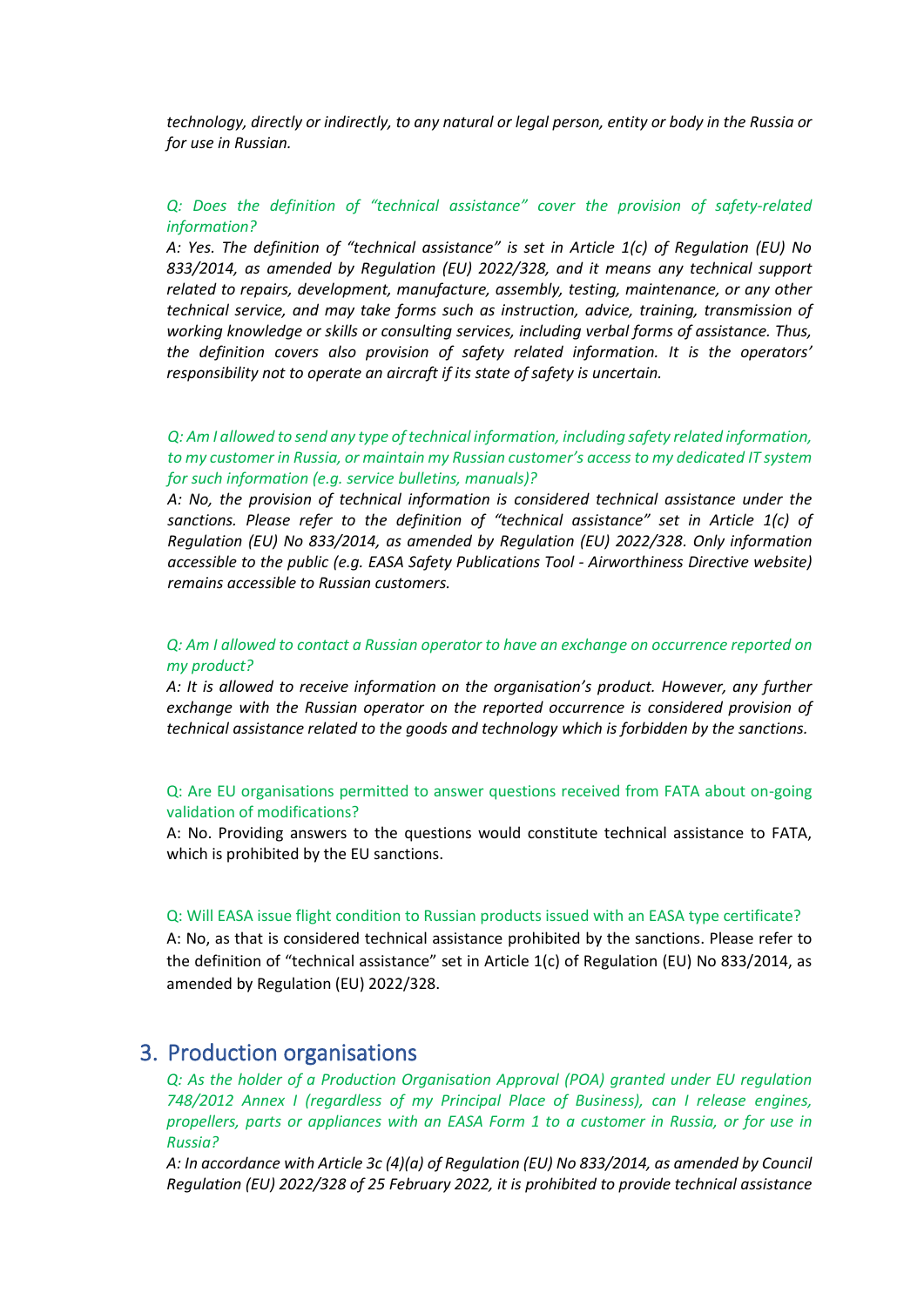*technology, directly or indirectly, to any natural or legal person, entity or body in the Russia or for use in Russian.*

*Q: Does the definition of "technical assistance" cover the provision of safety-related information?*

*A: Yes. The definition of "technical assistance" is set in Article 1(c) of Regulation (EU) No 833/2014, as amended by Regulation (EU) 2022/328, and it means any technical support related to repairs, development, manufacture, assembly, testing, maintenance, or any other technical service, and may take forms such as instruction, advice, training, transmission of working knowledge or skills or consulting services, including verbal forms of assistance. Thus, the definition covers also provision of safety related information. It is the operators' responsibility not to operate an aircraft if its state of safety is uncertain.*

*Q: Am I allowed to send any type of technical information, including safety related information, to my customer in Russia, or maintain my Russian customer's access to my dedicated IT system for such information (e.g. service bulletins, manuals)?*

*A: No, the provision of technical information is considered technical assistance under the sanctions. Please refer to the definition of "technical assistance" set in Article 1(c) of Regulation (EU) No 833/2014, as amended by Regulation (EU) 2022/328. Only information accessible to the public (e.g. EASA Safety Publications Tool - Airworthiness Directive website) remains accessible to Russian customers.*

*Q: Am I allowed to contact a Russian operator to have an exchange on occurrence reported on my product?*

*A: It is allowed to receive information on the organisation's product. However, any further exchange with the Russian operator on the reported occurrence is considered provision of technical assistance related to the goods and technology which is forbidden by the sanctions.*

Q: Are EU organisations permitted to answer questions received from FATA about on-going validation of modifications?

A: No. Providing answers to the questions would constitute technical assistance to FATA, which is prohibited by the EU sanctions.

Q: Will EASA issue flight condition to Russian products issued with an EASA type certificate?

A: No, as that is considered technical assistance prohibited by the sanctions. Please refer to the definition of "technical assistance" set in Article 1(c) of Regulation (EU) No 833/2014, as amended by Regulation (EU) 2022/328.

## 3. Production organisations

*Q: As the holder of a Production Organisation Approval (POA) granted under EU regulation 748/2012 Annex I (regardless of my Principal Place of Business), can I release engines, propellers, parts or appliances with an EASA Form 1 to a customer in Russia, or for use in Russia?*

*A: In accordance with Article 3c (4)(a) of Regulation (EU) No 833/2014, as amended by Council Regulation (EU) 2022/328 of 25 February 2022, it is prohibited to provide technical assistance*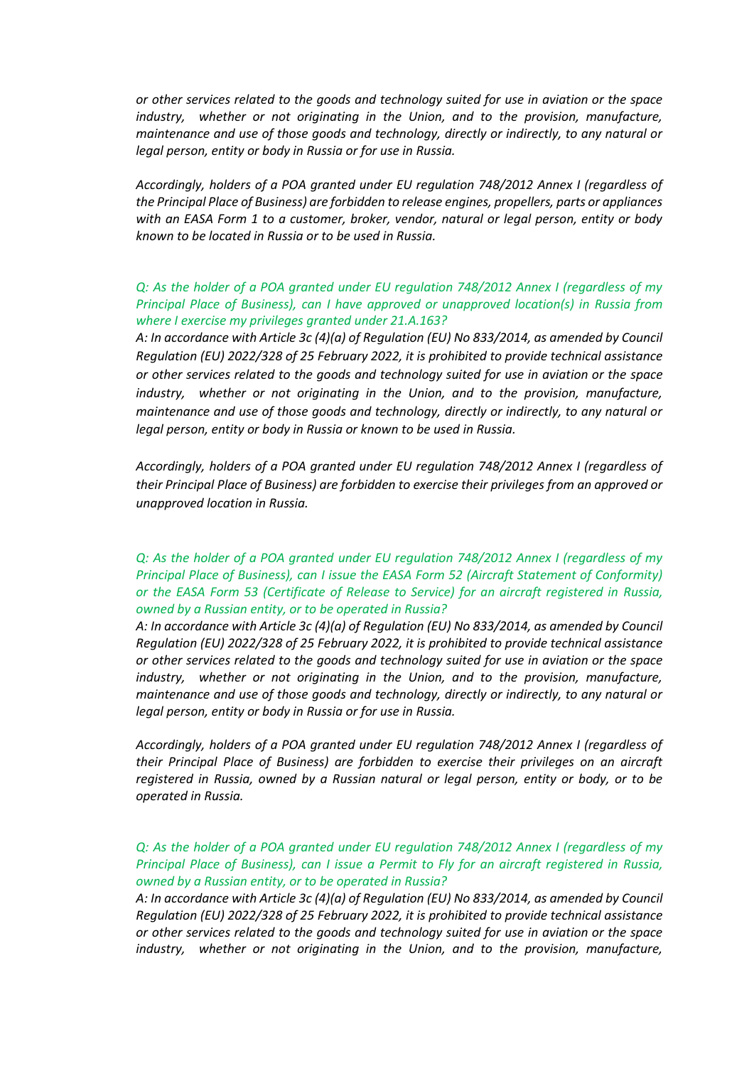*or other services related to the goods and technology suited for use in aviation or the space industry, whether or not originating in the Union, and to the provision, manufacture, maintenance and use of those goods and technology, directly or indirectly, to any natural or legal person, entity or body in Russia or for use in Russia.*

*Accordingly, holders of a POA granted under EU regulation 748/2012 Annex I (regardless of the Principal Place of Business) are forbidden to release engines, propellers, parts or appliances with an EASA Form 1 to a customer, broker, vendor, natural or legal person, entity or body known to be located in Russia or to be used in Russia.*

*Q: As the holder of a POA granted under EU regulation 748/2012 Annex I (regardless of my Principal Place of Business), can I have approved or unapproved location(s) in Russia from where I exercise my privileges granted under 21.A.163?*

*A: In accordance with Article 3c (4)(a) of Regulation (EU) No 833/2014, as amended by Council Regulation (EU) 2022/328 of 25 February 2022, it is prohibited to provide technical assistance or other services related to the goods and technology suited for use in aviation or the space industry, whether or not originating in the Union, and to the provision, manufacture, maintenance and use of those goods and technology, directly or indirectly, to any natural or legal person, entity or body in Russia or known to be used in Russia.*

*Accordingly, holders of a POA granted under EU regulation 748/2012 Annex I (regardless of their Principal Place of Business) are forbidden to exercise their privileges from an approved or unapproved location in Russia.*

*Q: As the holder of a POA granted under EU regulation 748/2012 Annex I (regardless of my Principal Place of Business), can I issue the EASA Form 52 (Aircraft Statement of Conformity) or the EASA Form 53 (Certificate of Release to Service) for an aircraft registered in Russia, owned by a Russian entity, or to be operated in Russia?*

*A: In accordance with Article 3c (4)(a) of Regulation (EU) No 833/2014, as amended by Council Regulation (EU) 2022/328 of 25 February 2022, it is prohibited to provide technical assistance or other services related to the goods and technology suited for use in aviation or the space industry, whether or not originating in the Union, and to the provision, manufacture, maintenance and use of those goods and technology, directly or indirectly, to any natural or legal person, entity or body in Russia or for use in Russia.*

*Accordingly, holders of a POA granted under EU regulation 748/2012 Annex I (regardless of their Principal Place of Business) are forbidden to exercise their privileges on an aircraft registered in Russia, owned by a Russian natural or legal person, entity or body, or to be operated in Russia.*

*Q: As the holder of a POA granted under EU regulation 748/2012 Annex I (regardless of my Principal Place of Business), can I issue a Permit to Fly for an aircraft registered in Russia, owned by a Russian entity, or to be operated in Russia?*

*A: In accordance with Article 3c (4)(a) of Regulation (EU) No 833/2014, as amended by Council Regulation (EU) 2022/328 of 25 February 2022, it is prohibited to provide technical assistance or other services related to the goods and technology suited for use in aviation or the space industry, whether or not originating in the Union, and to the provision, manufacture,*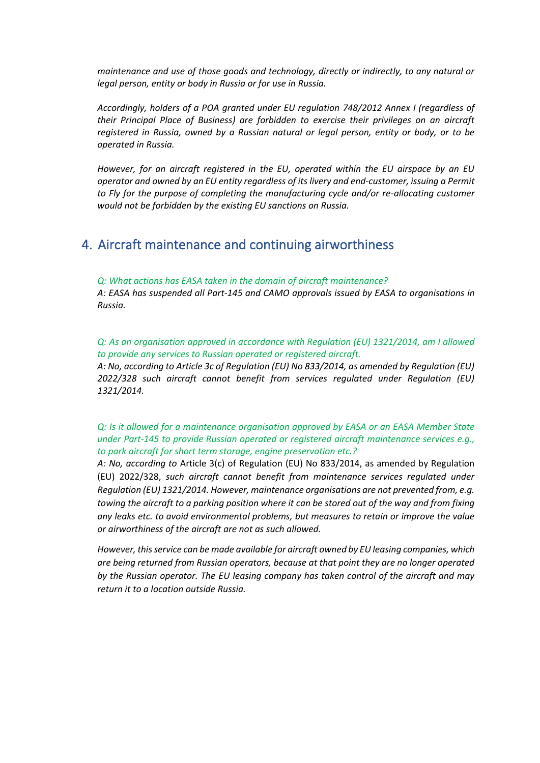*maintenance and use of those goods and technology, directly or indirectly, to any natural or legal person, entity or body in Russia or for use in Russia.*

*Accordingly, holders of a POA granted under EU regulation 748/2012 Annex I (regardless of their Principal Place of Business) are forbidden to exercise their privileges on an aircraft registered in Russia, owned by a Russian natural or legal person, entity or body, or to be operated in Russia.*

*However, for an aircraft registered in the EU, operated within the EU airspace by an EU operator and owned by an EU entity regardless of its livery and end-customer, issuing a Permit to Fly for the purpose of completing the manufacturing cycle and/or re-allocating customer would not be forbidden by the existing EU sanctions on Russia.*

## 4. Aircraft maintenance and continuing airworthiness

*Q: What actions has EASA taken in the domain of aircraft maintenance?*
*A: EASA has suspended all Part-145 and CAMO approvals issued by EASA to organisations in Russia.*

*Q: As an organisation approved in accordance with Regulation (EU) 1321/2014, am I allowed to provide any services to Russian operated or registered aircraft.*
*A: No, according to Article 3c of Regulation (EU) No 833/2014, as amended by Regulation (EU) 2022/328 such aircraft cannot benefit from services regulated under Regulation (EU) 1321/2014.*

*Q: Is it allowed for a maintenance organisation approved by EASA or an EASA Member State under Part-145 to provide Russian operated or registered aircraft maintenance services e.g., to park aircraft for short term storage, engine preservation etc.?*
*A: No, according to* Article 3(c) of Regulation (EU) No 833/2014, as amended by Regulation (EU) 2022/328, *such aircraft cannot benefit from maintenance services regulated under Regulation (EU) 1321/2014. However, maintenance organisations are not prevented from, e.g. towing the aircraft to a parking position where it can be stored out of the way and from fixing any leaks etc. to avoid environmental problems, but measures to retain or improve the value or airworthiness of the aircraft are not as such allowed.*

*However, this service can be made available for aircraft owned by EU leasing companies, which are being returned from Russian operators, because at that point they are no longer operated by the Russian operator. The EU leasing company has taken control of the aircraft and may return it to a location outside Russia.*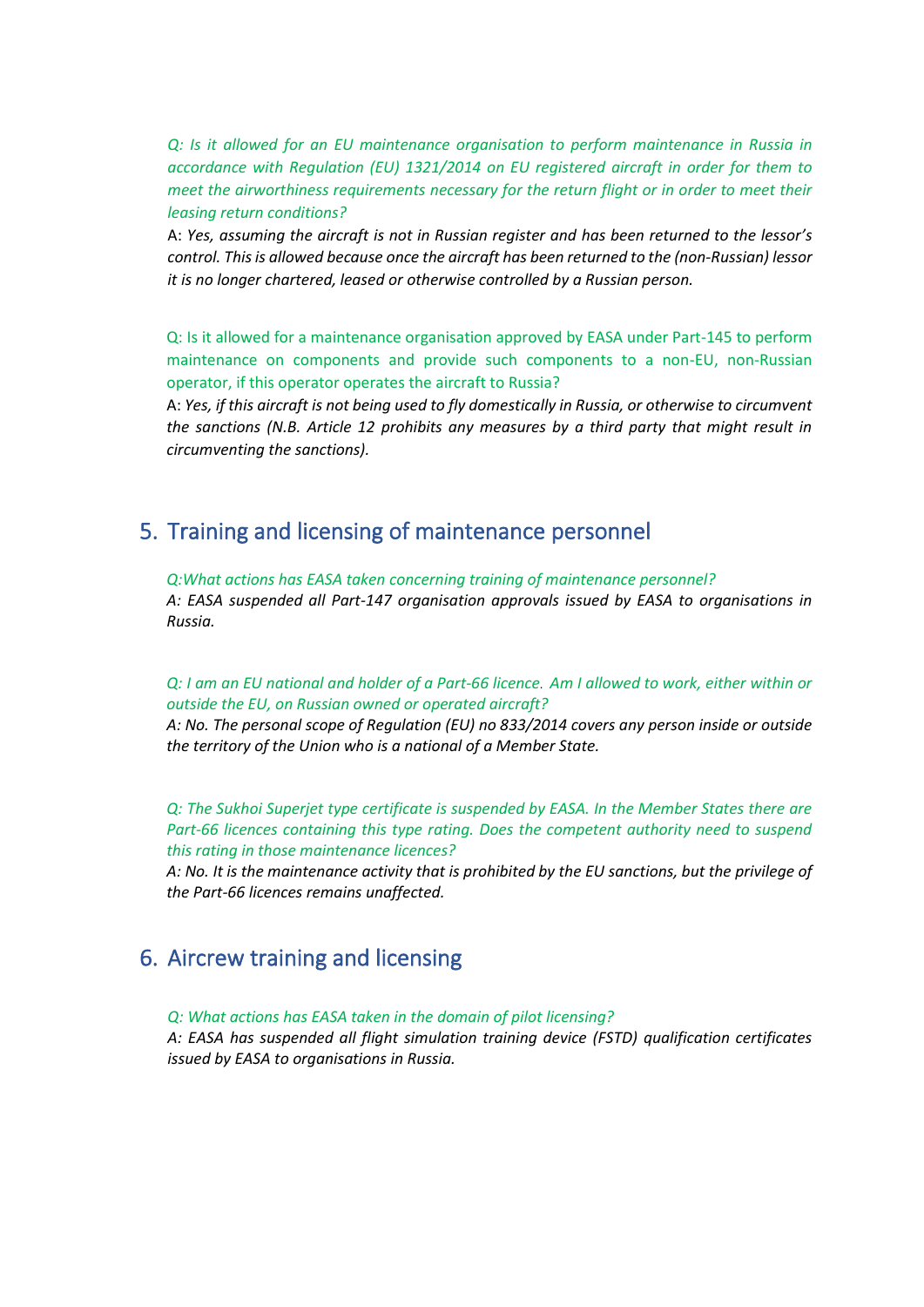*Q: Is it allowed for an EU maintenance organisation to perform maintenance in Russia in accordance with Regulation (EU) 1321/2014 on EU registered aircraft in order for them to meet the airworthiness requirements necessary for the return flight or in order to meet their leasing return conditions?*

A: *Yes, assuming the aircraft is not in Russian register and has been returned to the lessor's control. This is allowed because once the aircraft has been returned to the (non-Russian) lessor it is no longer chartered, leased or otherwise controlled by a Russian person.*

Q: Is it allowed for a maintenance organisation approved by EASA under Part-145 to perform maintenance on components and provide such components to a non-EU, non-Russian operator, if this operator operates the aircraft to Russia?

A: *Yes, if this aircraft is not being used to fly domestically in Russia, or otherwise to circumvent the sanctions (N.B. Article 12 prohibits any measures by a third party that might result in circumventing the sanctions).*

## 5. Training and licensing of maintenance personnel

*Q:What actions has EASA taken concerning training of maintenance personnel?*

*A: EASA suspended all Part-147 organisation approvals issued by EASA to organisations in Russia.*

*Q: I am an EU national and holder of a Part-66 licence. Am I allowed to work, either within or outside the EU, on Russian owned or operated aircraft?*

*A: No. The personal scope of Regulation (EU) no 833/2014 covers any person inside or outside the territory of the Union who is a national of a Member State.*

*Q: The Sukhoi Superjet type certificate is suspended by EASA. In the Member States there are Part-66 licences containing this type rating. Does the competent authority need to suspend this rating in those maintenance licences?*

*A: No. It is the maintenance activity that is prohibited by the EU sanctions, but the privilege of the Part-66 licences remains unaffected.*

## 6. Aircrew training and licensing

*Q: What actions has EASA taken in the domain of pilot licensing?*

*A: EASA has suspended all flight simulation training device (FSTD) qualification certificates issued by EASA to organisations in Russia.*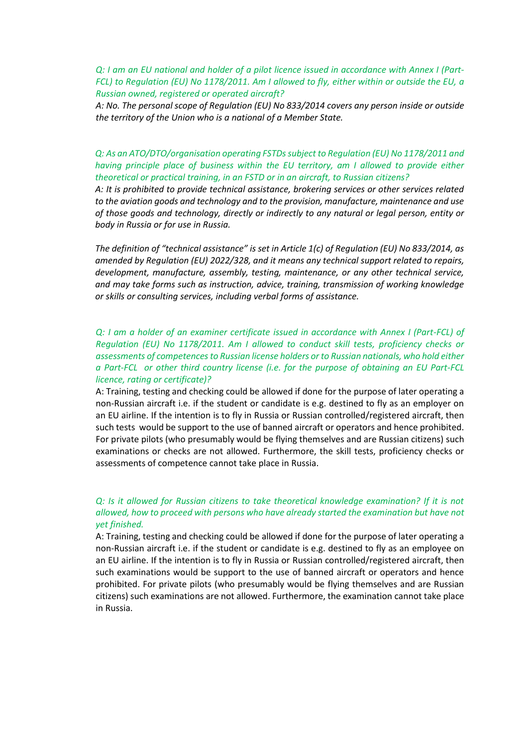*Q: I am an EU national and holder of a pilot licence issued in accordance with Annex I (Part-FCL) to Regulation (EU) No 1178/2011. Am I allowed to fly, either within or outside the EU, a Russian owned, registered or operated aircraft?*

*A: No. The personal scope of Regulation (EU) No 833/2014 covers any person inside or outside the territory of the Union who is a national of a Member State.*

*Q: As an ATO/DTO/organisation operating FSTDs subject to Regulation (EU) No 1178/2011 and having principle place of business within the EU territory, am I allowed to provide either theoretical or practical training, in an FSTD or in an aircraft, to Russian citizens?*

*A: It is prohibited to provide technical assistance, brokering services or other services related to the aviation goods and technology and to the provision, manufacture, maintenance and use of those goods and technology, directly or indirectly to any natural or legal person, entity or body in Russia or for use in Russia.*

*The definition of "technical assistance" is set in Article 1(c) of Regulation (EU) No 833/2014, as amended by Regulation (EU) 2022/328, and it means any technical support related to repairs, development, manufacture, assembly, testing, maintenance, or any other technical service, and may take forms such as instruction, advice, training, transmission of working knowledge or skills or consulting services, including verbal forms of assistance.*

*Q: I am a holder of an examiner certificate issued in accordance with Annex I (Part-FCL) of Regulation (EU) No 1178/2011. Am I allowed to conduct skill tests, proficiency checks or assessments of competences to Russian license holders or to Russian nationals, who hold either a Part-FCL or other third country license (i.e. for the purpose of obtaining an EU Part-FCL licence, rating or certificate)?*

A: Training, testing and checking could be allowed if done for the purpose of later operating a non-Russian aircraft i.e. if the student or candidate is e.g. destined to fly as an employer on an EU airline. If the intention is to fly in Russia or Russian controlled/registered aircraft, then such tests would be support to the use of banned aircraft or operators and hence prohibited. For private pilots (who presumably would be flying themselves and are Russian citizens) such examinations or checks are not allowed. Furthermore, the skill tests, proficiency checks or assessments of competence cannot take place in Russia.

*Q: Is it allowed for Russian citizens to take theoretical knowledge examination? If it is not allowed, how to proceed with persons who have already started the examination but have not yet finished.*

A: Training, testing and checking could be allowed if done for the purpose of later operating a non-Russian aircraft i.e. if the student or candidate is e.g. destined to fly as an employee on an EU airline. If the intention is to fly in Russia or Russian controlled/registered aircraft, then such examinations would be support to the use of banned aircraft or operators and hence prohibited. For private pilots (who presumably would be flying themselves and are Russian citizens) such examinations are not allowed. Furthermore, the examination cannot take place in Russia.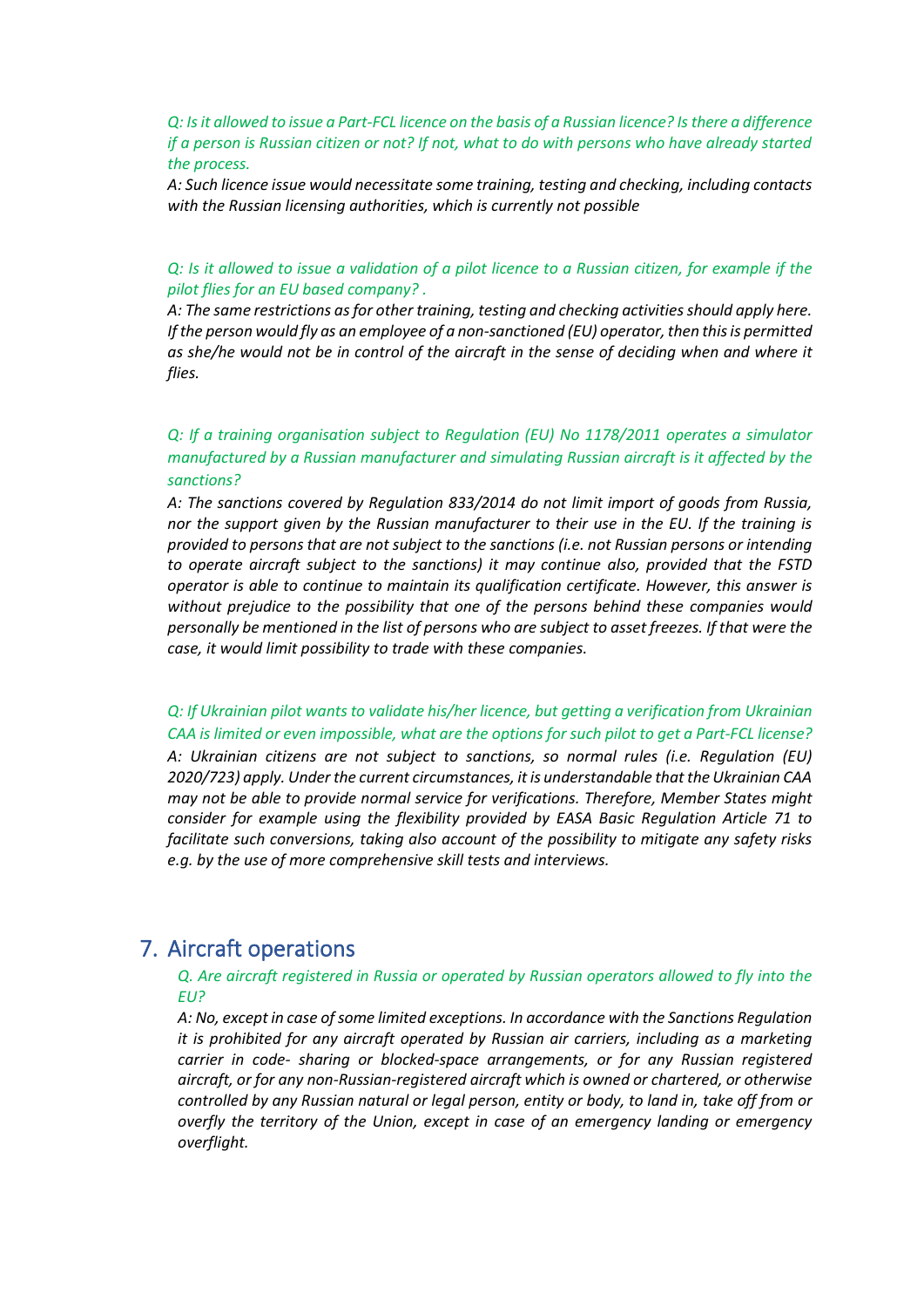*Q: Is it allowed to issue a Part-FCL licence on the basis of a Russian licence? Is there a difference if a person is Russian citizen or not? If not, what to do with persons who have already started the process.*

*A: Such licence issue would necessitate some training, testing and checking, including contacts with the Russian licensing authorities, which is currently not possible*

*Q: Is it allowed to issue a validation of a pilot licence to a Russian citizen, for example if the pilot flies for an EU based company? .*

*A: The same restrictions as for other training, testing and checking activities should apply here. If the person would fly as an employee of a non-sanctioned (EU) operator, then this is permitted as she/he would not be in control of the aircraft in the sense of deciding when and where it flies.*

*Q: If a training organisation subject to Regulation (EU) No 1178/2011 operates a simulator manufactured by a Russian manufacturer and simulating Russian aircraft is it affected by the sanctions?*

*A: The sanctions covered by Regulation 833/2014 do not limit import of goods from Russia, nor the support given by the Russian manufacturer to their use in the EU. If the training is provided to persons that are not subject to the sanctions (i.e. not Russian persons or intending to operate aircraft subject to the sanctions) it may continue also, provided that the FSTD operator is able to continue to maintain its qualification certificate. However, this answer is without prejudice to the possibility that one of the persons behind these companies would personally be mentioned in the list of persons who are subject to asset freezes. If that were the case, it would limit possibility to trade with these companies.*

*Q: If Ukrainian pilot wants to validate his/her licence, but getting a verification from Ukrainian CAA is limited or even impossible, what are the options for such pilot to get a Part-FCL license?*

*A: Ukrainian citizens are not subject to sanctions, so normal rules (i.e. Regulation (EU) 2020/723) apply. Under the current circumstances, it is understandable that the Ukrainian CAA may not be able to provide normal service for verifications. Therefore, Member States might consider for example using the flexibility provided by EASA Basic Regulation Article 71 to facilitate such conversions, taking also account of the possibility to mitigate any safety risks e.g. by the use of more comprehensive skill tests and interviews.*

## 7. Aircraft operations

*Q. Are aircraft registered in Russia or operated by Russian operators allowed to fly into the EU?*

*A: No, except in case of some limited exceptions. In accordance with the Sanctions Regulation it is prohibited for any aircraft operated by Russian air carriers, including as a marketing carrier in code- sharing or blocked-space arrangements, or for any Russian registered aircraft, or for any non-Russian-registered aircraft which is owned or chartered, or otherwise controlled by any Russian natural or legal person, entity or body, to land in, take off from or overfly the territory of the Union, except in case of an emergency landing or emergency overflight.*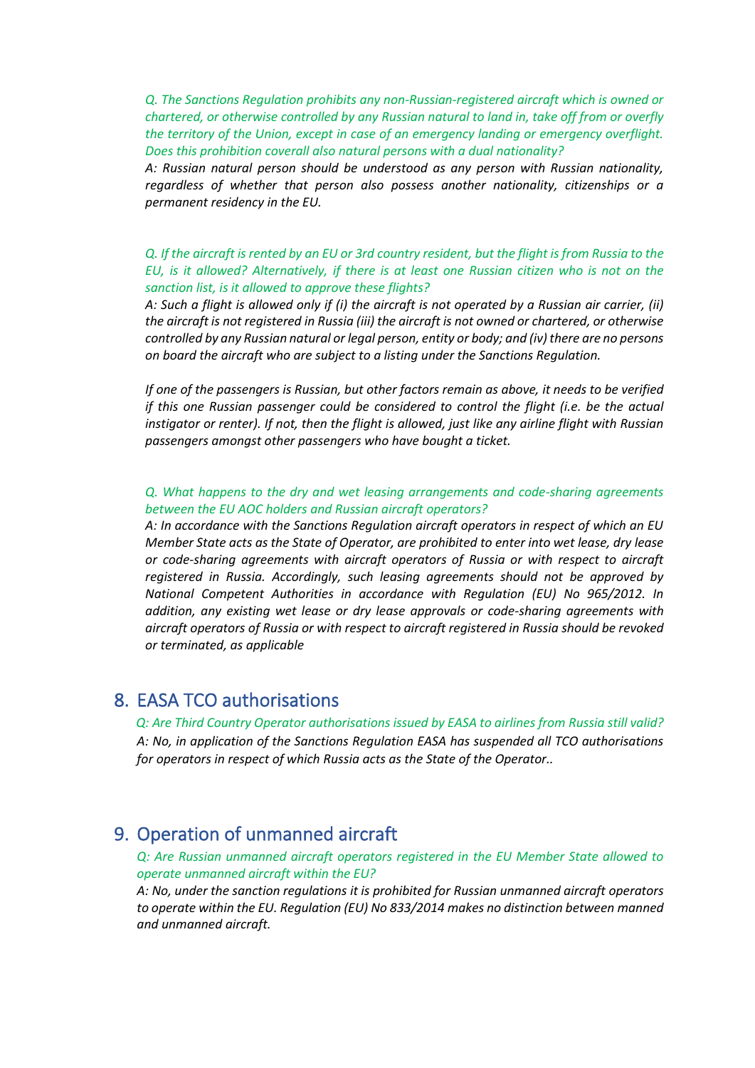*Q. The Sanctions Regulation prohibits any non-Russian-registered aircraft which is owned or chartered, or otherwise controlled by any Russian natural to land in, take off from or overfly the territory of the Union, except in case of an emergency landing or emergency overflight. Does this prohibition coverall also natural persons with a dual nationality?*

*A: Russian natural person should be understood as any person with Russian nationality, regardless of whether that person also possess another nationality, citizenships or a permanent residency in the EU.*

*Q. If the aircraft is rented by an EU or 3rd country resident, but the flight is from Russia to the EU, is it allowed? Alternatively, if there is at least one Russian citizen who is not on the sanction list, is it allowed to approve these flights?*

*A: Such a flight is allowed only if (i) the aircraft is not operated by a Russian air carrier, (ii) the aircraft is not registered in Russia (iii) the aircraft is not owned or chartered, or otherwise controlled by any Russian natural or legal person, entity or body; and (iv) there are no persons on board the aircraft who are subject to a listing under the Sanctions Regulation.*

*If one of the passengers is Russian, but other factors remain as above, it needs to be verified if this one Russian passenger could be considered to control the flight (i.e. be the actual instigator or renter). If not, then the flight is allowed, just like any airline flight with Russian passengers amongst other passengers who have bought a ticket.*

*Q. What happens to the dry and wet leasing arrangements and code-sharing agreements between the EU AOC holders and Russian aircraft operators?*

*A: In accordance with the Sanctions Regulation aircraft operators in respect of which an EU Member State acts as the State of Operator, are prohibited to enter into wet lease, dry lease or code-sharing agreements with aircraft operators of Russia or with respect to aircraft registered in Russia. Accordingly, such leasing agreements should not be approved by National Competent Authorities in accordance with Regulation (EU) No 965/2012. In addition, any existing wet lease or dry lease approvals or code-sharing agreements with aircraft operators of Russia or with respect to aircraft registered in Russia should be revoked or terminated, as applicable*

## 8. EASA TCO authorisations

*Q: Are Third Country Operator authorisations issued by EASA to airlines from Russia still valid?*

*A: No, in application of the Sanctions Regulation EASA has suspended all TCO authorisations for operators in respect of which Russia acts as the State of the Operator..*

## 9. Operation of unmanned aircraft

*Q: Are Russian unmanned aircraft operators registered in the EU Member State allowed to operate unmanned aircraft within the EU?*

*A: No, under the sanction regulations it is prohibited for Russian unmanned aircraft operators to operate within the EU. Regulation (EU) No 833/2014 makes no distinction between manned and unmanned aircraft.*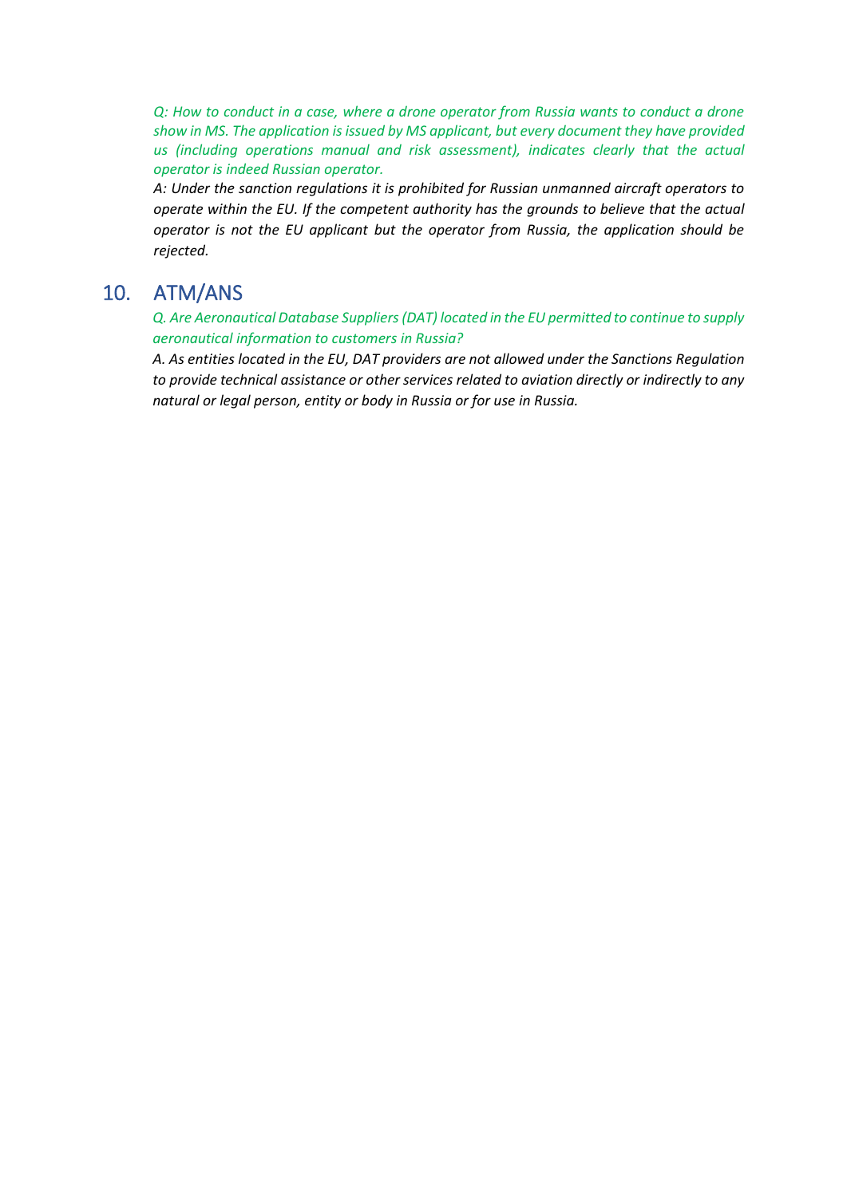*Q: How to conduct in a case, where a drone operator from Russia wants to conduct a drone show in MS. The application is issued by MS applicant, but every document they have provided us (including operations manual and risk assessment), indicates clearly that the actual operator is indeed Russian operator.*

*A: Under the sanction regulations it is prohibited for Russian unmanned aircraft operators to operate within the EU. If the competent authority has the grounds to believe that the actual operator is not the EU applicant but the operator from Russia, the application should be rejected.*

## 10. ATM/ANS

*Q. Are Aeronautical Database Suppliers (DAT) located in the EU permitted to continue to supply aeronautical information to customers in Russia?*

*A. As entities located in the EU, DAT providers are not allowed under the Sanctions Regulation to provide technical assistance or other services related to aviation directly or indirectly to any natural or legal person, entity or body in Russia or for use in Russia.*